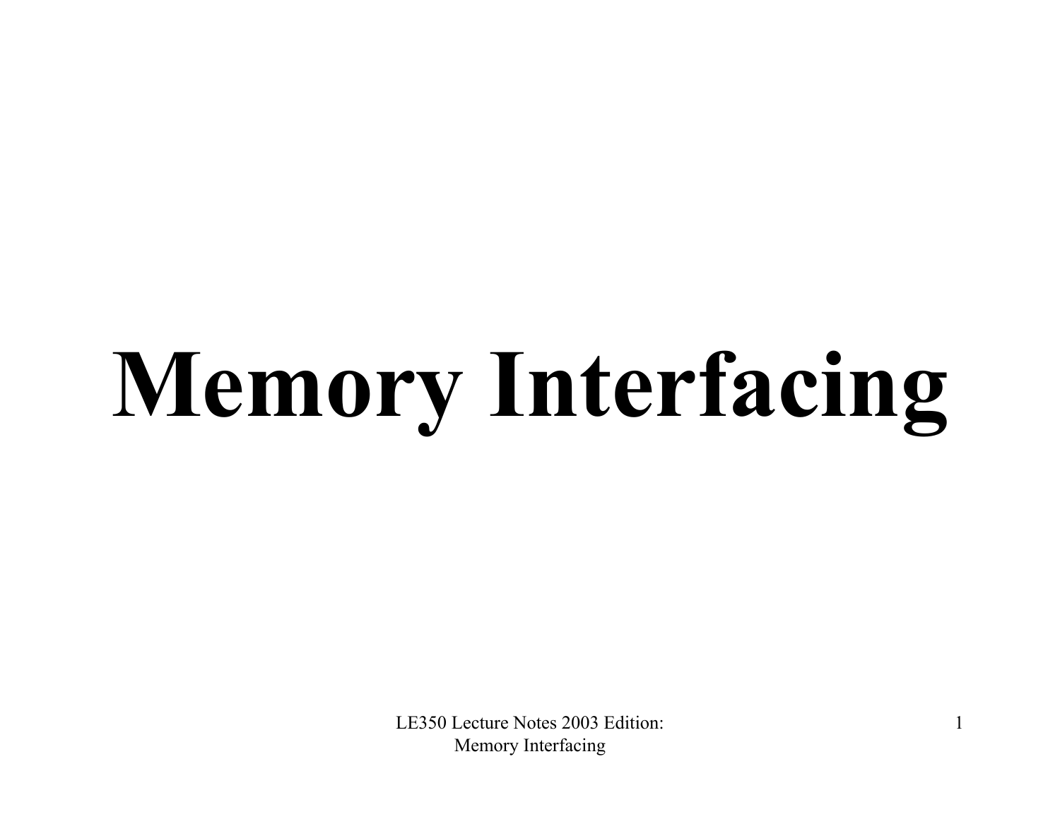# Memory Interfacing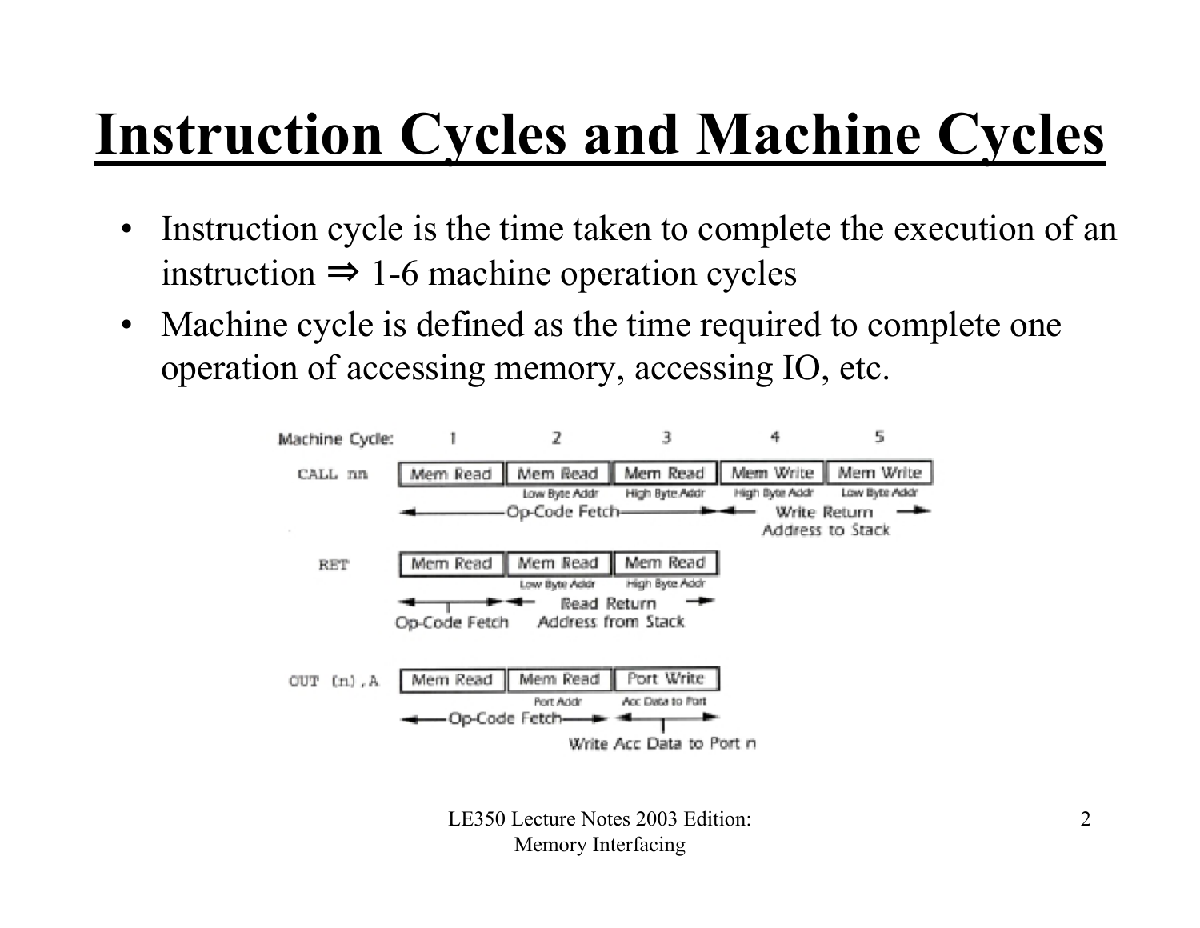# Instruction Cycles and Machine Cycles

- Instruction cycle is the time taken to complete the execution of an instruction ⇒ 1-6 machine operation cycles
- Machine cycle is defined as the time required to complete one operation of accessing memory, accessing IO, etc.

| Machine Cycle: | 1 | 2 | 3 | 4 | 5 |
|---|---|---|---|---|---|
| CALL nn | Mem Read | Mem Read (Low Byte Addr) | Mem Read (High Byte Addr) | Mem Write (High Byte Addr) | Mem Write (Low Byte Addr) |
| | Op-Code Fetch | | | Write Return Address to Stack | |
| RET | Mem Read | Mem Read (Low Byte Addr) | Mem Read (High Byte Addr) | | |
| | Op-Code Fetch | Read Return Address from Stack | | | |
| OUT (n),A | Mem Read | Mem Read (Port Addr) | Port Write (Acc Data to Port) | | |
| | Op-Code Fetch | | Write Acc Data to Port n | | |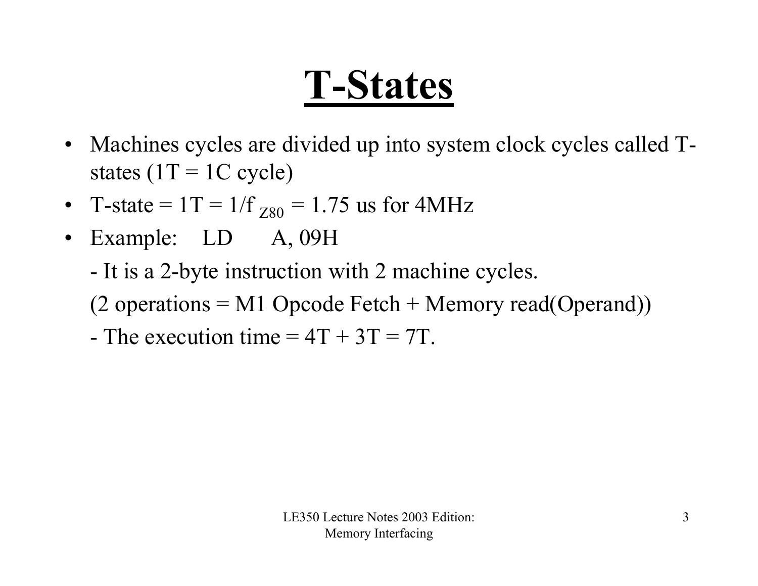# T-States

- Machines cycles are divided up into system clock cycles called T-states (1T = 1C cycle)
- T-state = 1T = $1/f_{Z80}$ = 1.75 us for 4MHz
- Example: LD A, 09H

  - It is a 2-byte instruction with 2 machine cycles.

  (2 operations = M1 Opcode Fetch + Memory read(Operand))

  - The execution time = 4T + 3T = 7T.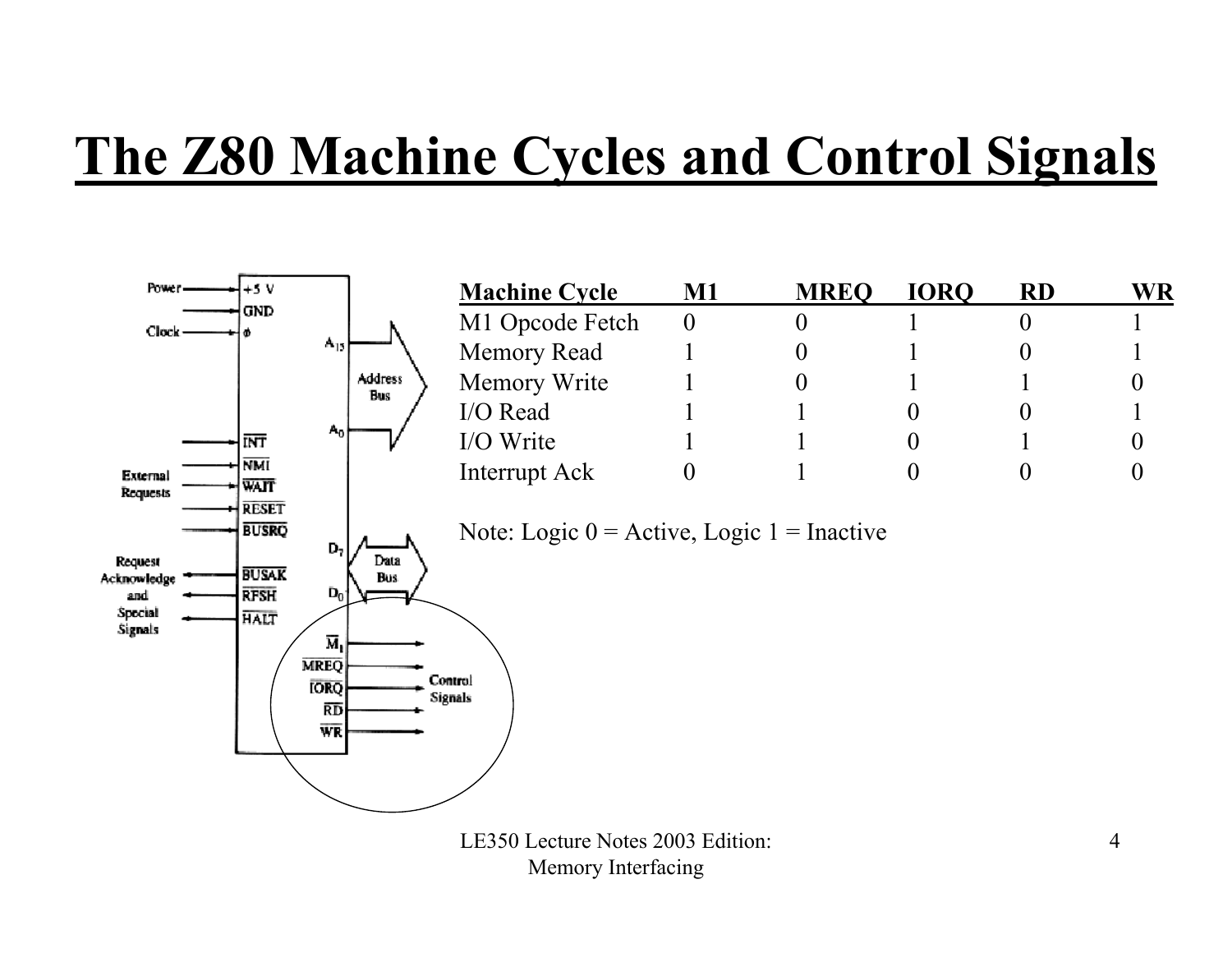# The Z80 Machine Cycles and Control Signals

| Machine Cycle | M1 | MREQ | IORQ | RD | WR |
|---|---|---|---|---|---|
| M1 Opcode Fetch | 0 | 0 | 1 | 0 | 1 |
| Memory Read | 1 | 0 | 1 | 0 | 1 |
| Memory Write | 1 | 0 | 1 | 1 | 0 |
| I/O Read | 1 | 1 | 0 | 0 | 1 |
| I/O Write | 1 | 1 | 0 | 1 | 0 |
| Interrupt Ack | 0 | 1 | 0 | 0 | 0 |

Note: Logic 0 = Active, Logic 1 = Inactive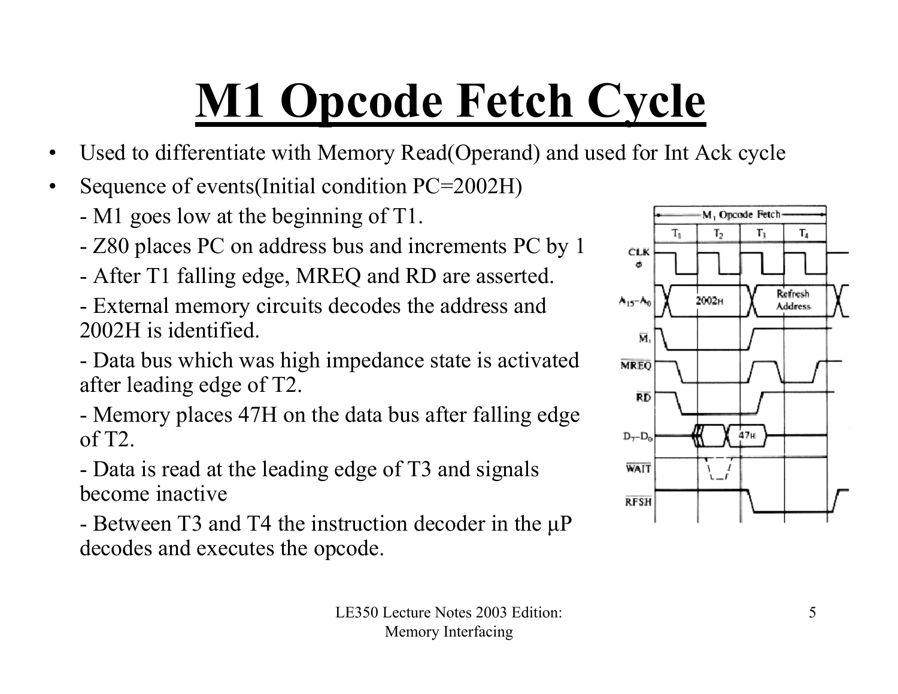# M1 Opcode Fetch Cycle

- Used to differentiate with Memory Read(Operand) and used for Int Ack cycle
- Sequence of events(Initial condition PC=2002H)
  - M1 goes low at the beginning of T1.
  - Z80 places PC on address bus and increments PC by 1
  - After T1 falling edge, MREQ and RD are asserted.
  - External memory circuits decodes the address and 2002H is identified.
  - Data bus which was high impedance state is activated after leading edge of T2.
  - Memory places 47H on the data bus after falling edge of T2.
  - Data is read at the leading edge of T3 and signals become inactive
  - Between T3 and T4 the instruction decoder in the μP decodes and executes the opcode.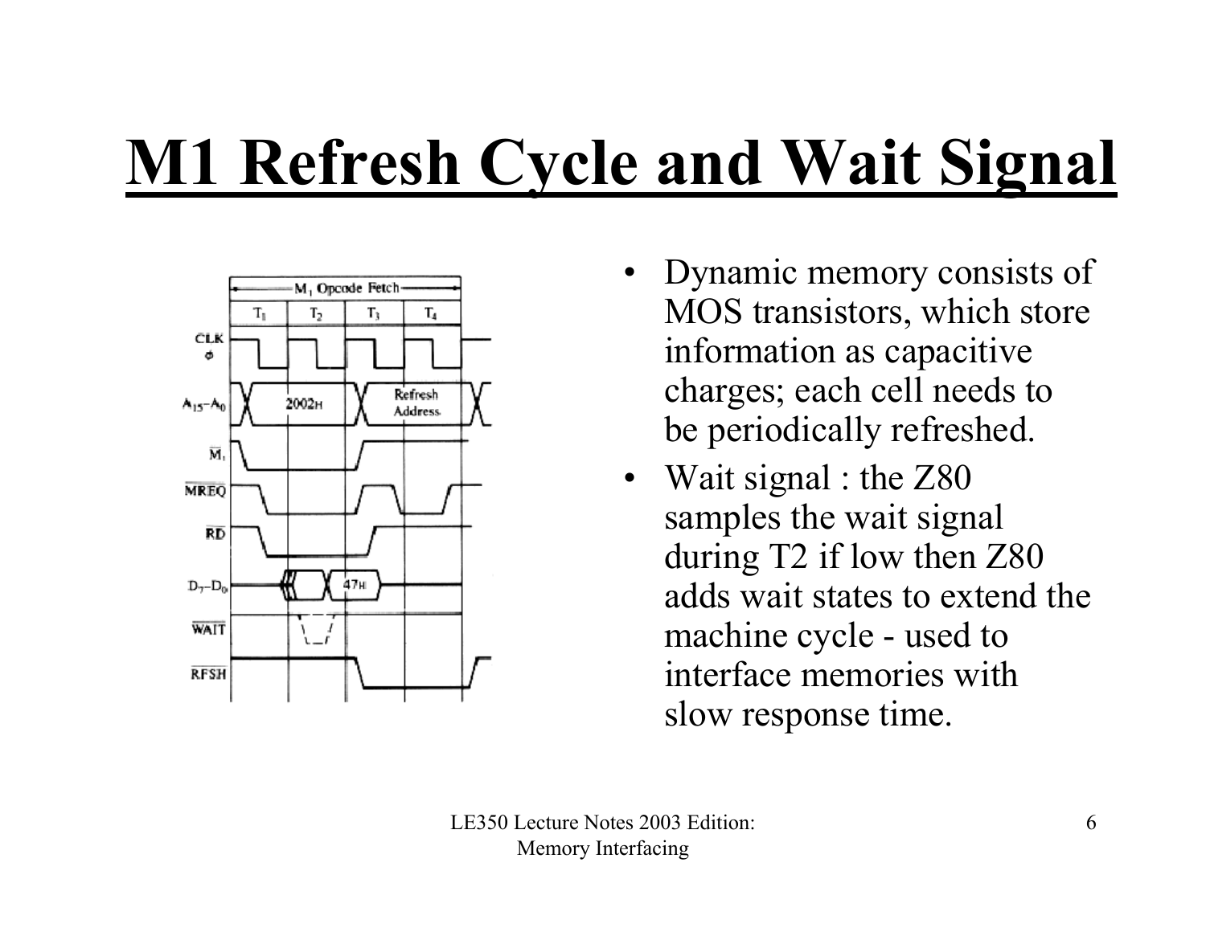# M1 Refresh Cycle and Wait Signal

- Dynamic memory consists of MOS transistors, which store information as capacitive charges; each cell needs to be periodically refreshed.
- Wait signal : the Z80 samples the wait signal during T2 if low then Z80 adds wait states to extend the machine cycle - used to interface memories with slow response time.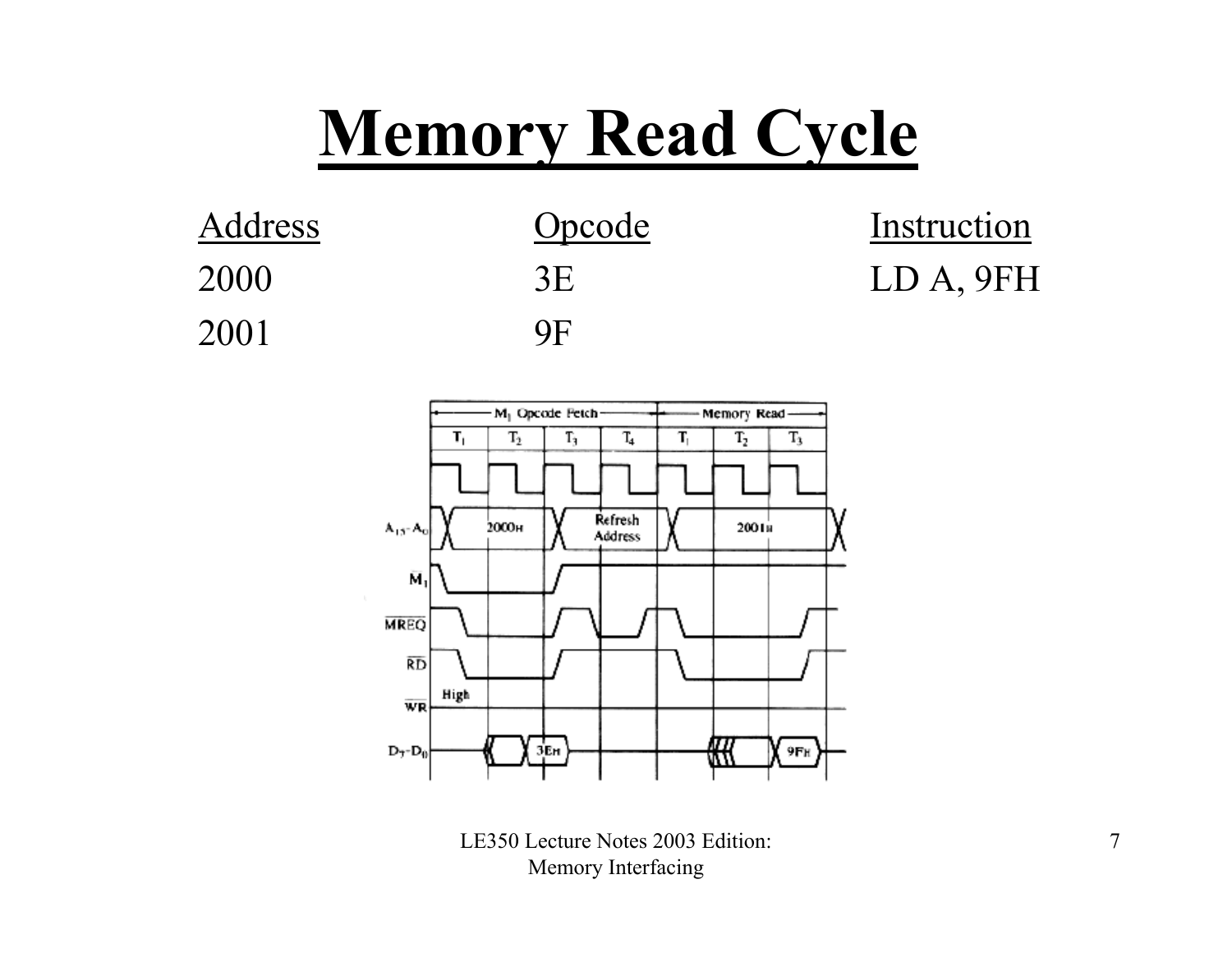# Memory Read Cycle

| Address | Opcode | Instruction |
| --- | --- | --- |
| 2000 | 3E | LD A, 9FH |
| 2001 | 9F | |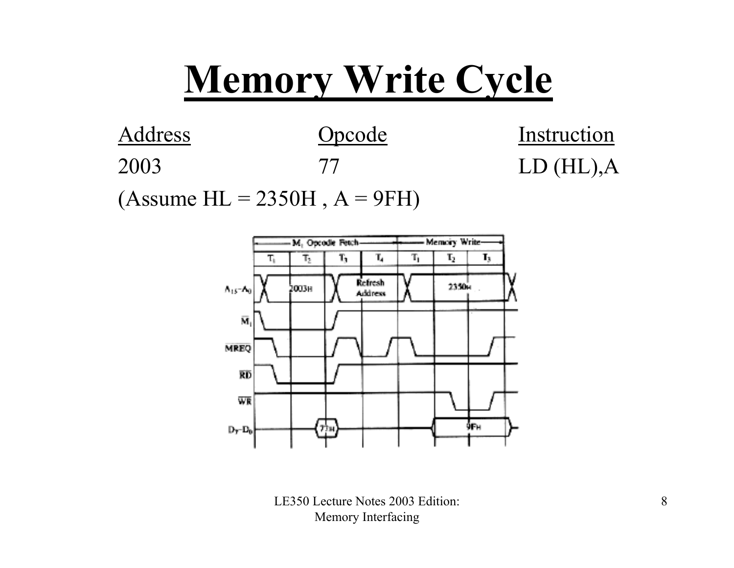# Memory Write Cycle

| Address | Opcode | Instruction |
| --- | --- | --- |
| 2003 | 77 | LD (HL),A |

(Assume HL = 2350H , A = 9FH)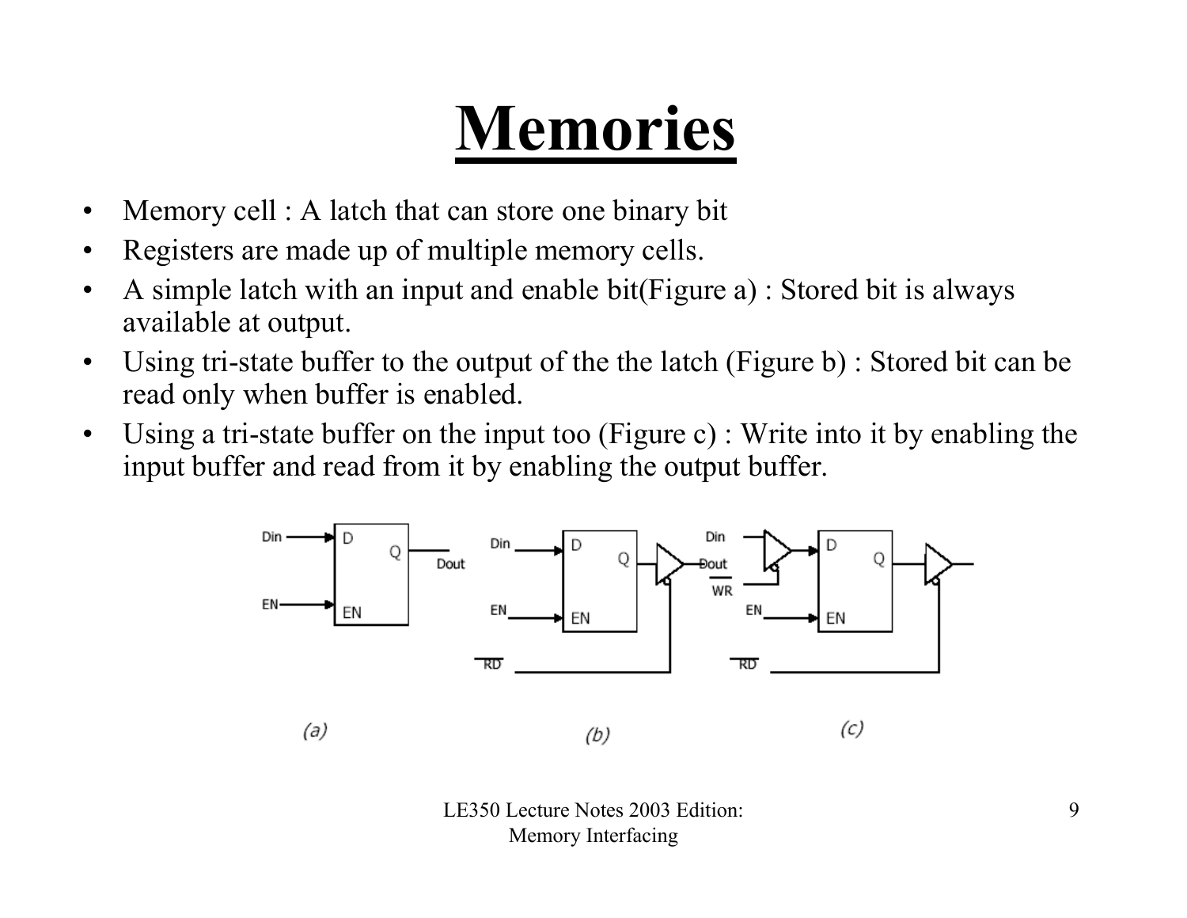# Memories

- Memory cell : A latch that can store one binary bit
- Registers are made up of multiple memory cells.
- A simple latch with an input and enable bit(Figure a) : Stored bit is always available at output.
- Using tri-state buffer to the output of the the latch (Figure b) : Stored bit can be read only when buffer is enabled.
- Using a tri-state buffer on the input too (Figure c) : Write into it by enabling the input buffer and read from it by enabling the output buffer.

(a) (b) (c)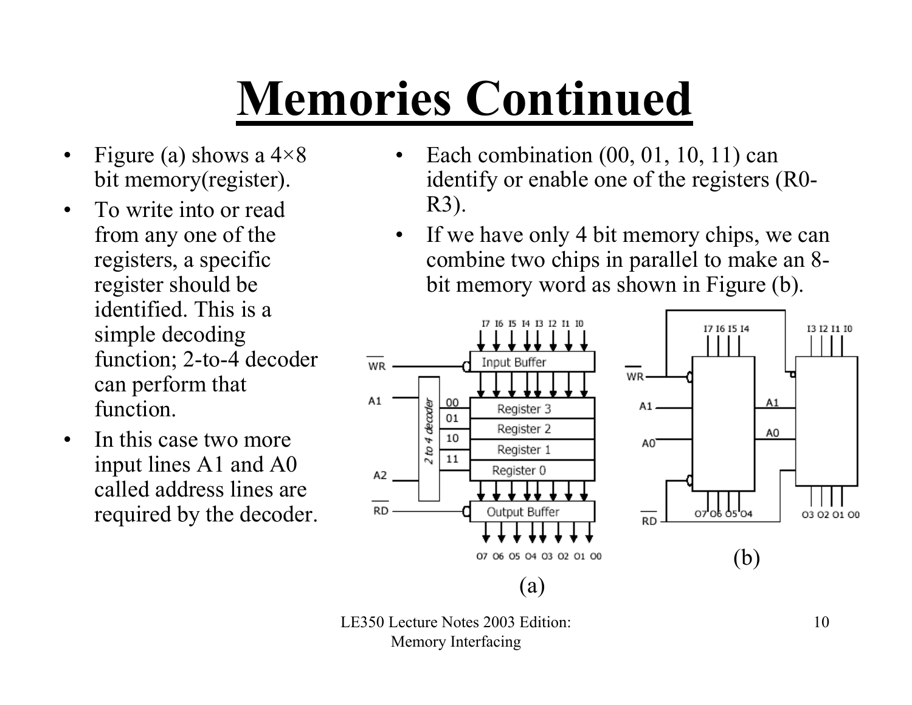# Memories Continued

- Figure (a) shows a 4×8 bit memory(register).
- To write into or read from any one of the registers, a specific register should be identified. This is a simple decoding function; 2-to-4 decoder can perform that function.
- In this case two more input lines A1 and A0 called address lines are required by the decoder.
- Each combination (00, 01, 10, 11) can identify or enable one of the registers (R0-R3).
- If we have only 4 bit memory chips, we can combine two chips in parallel to make an 8-bit memory word as shown in Figure (b).

(a)

(b)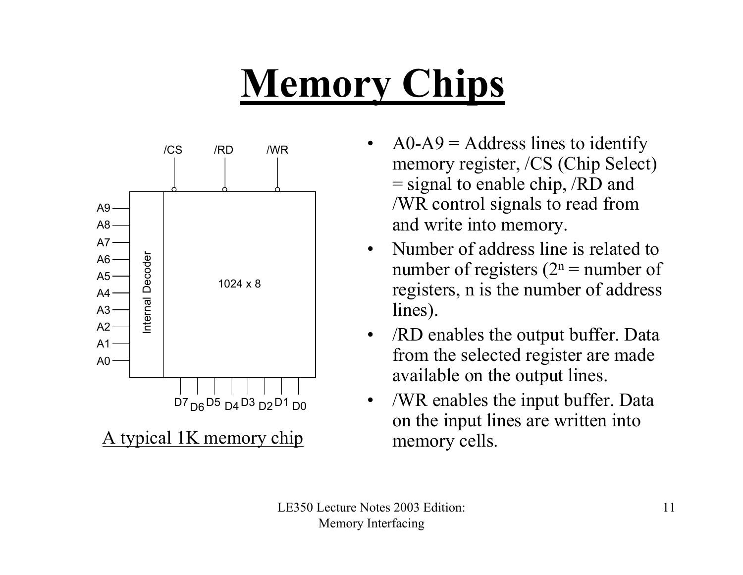# Memory Chips

A typical 1K memory chip

- A0-A9 = Address lines to identify memory register, /CS (Chip Select) = signal to enable chip, /RD and /WR control signals to read from and write into memory.
- Number of address line is related to number of registers ($2^n$ = number of registers, n is the number of address lines).
- /RD enables the output buffer. Data from the selected register are made available on the output lines.
- /WR enables the input buffer. Data on the input lines are written into memory cells.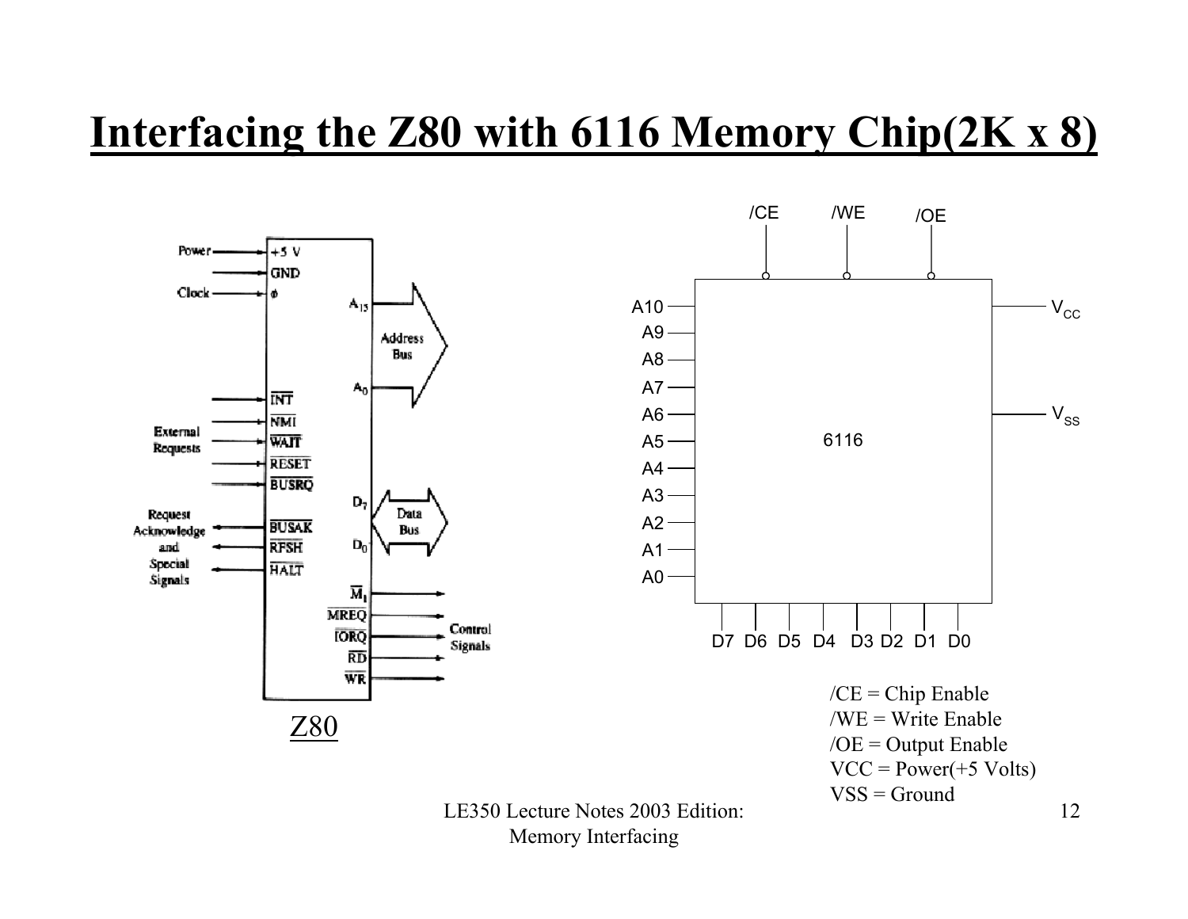# Interfacing the Z80 with 6116 Memory Chip(2K x 8)

Power → +5 V
GND
Clock → ϕ

External Requests: INT, NMI, WAIT, RESET, BUSRQ

Request Acknowledge and Special Signals: BUSAK, RFSH, HALT

$A_{15}$ – $A_0$: Address Bus

$D_7$ – $D_0$: Data Bus

Control Signals: $\overline{M_1}$, MREQ, IORQ, RD, WR

Z80

6116

/CE, /WE, /OE

A10, A9, A8, A7, A6, A5, A4, A3, A2, A1, A0

$V_{CC}$, $V_{SS}$

D7 D6 D5 D4 D3 D2 D1 D0

/CE = Chip Enable
/WE = Write Enable
/OE = Output Enable
VCC = Power(+5 Volts)
VSS = Ground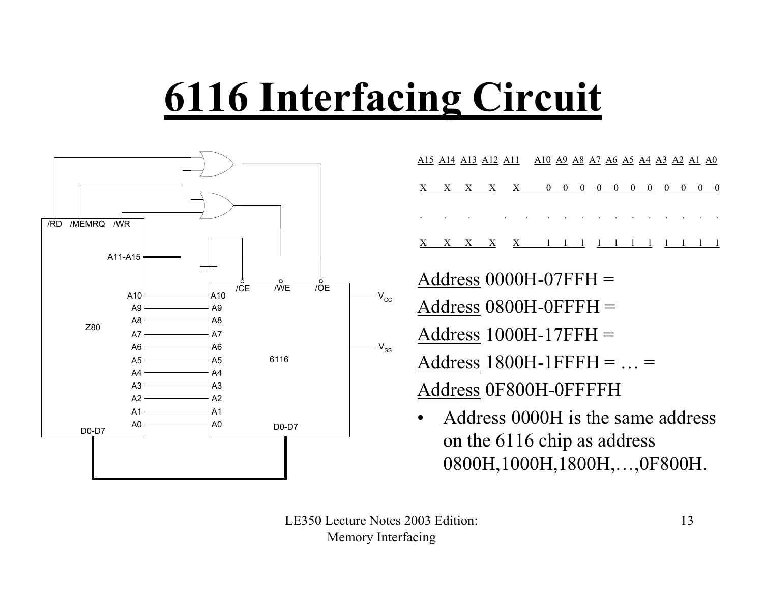# 6116 Interfacing Circuit

| A15 | A14 | A13 | A12 | A11 | A10 | A9 | A8 | A7 | A6 | A5 | A4 | A3 | A2 | A1 | A0 |
|---|---|---|---|---|---|---|---|---|---|---|---|---|---|---|---|
| X | X | X | X | X | 0 | 0 | 0 | 0 | 0 | 0 | 0 | 0 | 0 | 0 | 0 |
| . | . | . | . | . | . | . | . | . | . | . | . | . | . | . | . |
| X | X | X | X | X | 1 | 1 | 1 | 1 | 1 | 1 | 1 | 1 | 1 | 1 | 1 |

Address 0000H-07FFH =

Address 0800H-0FFFH =

Address 1000H-17FFH =

Address 1800H-1FFFH = … =

Address 0F800H-0FFFFH

- Address 0000H is the same address on the 6116 chip as address 0800H,1000H,1800H,…,0F800H.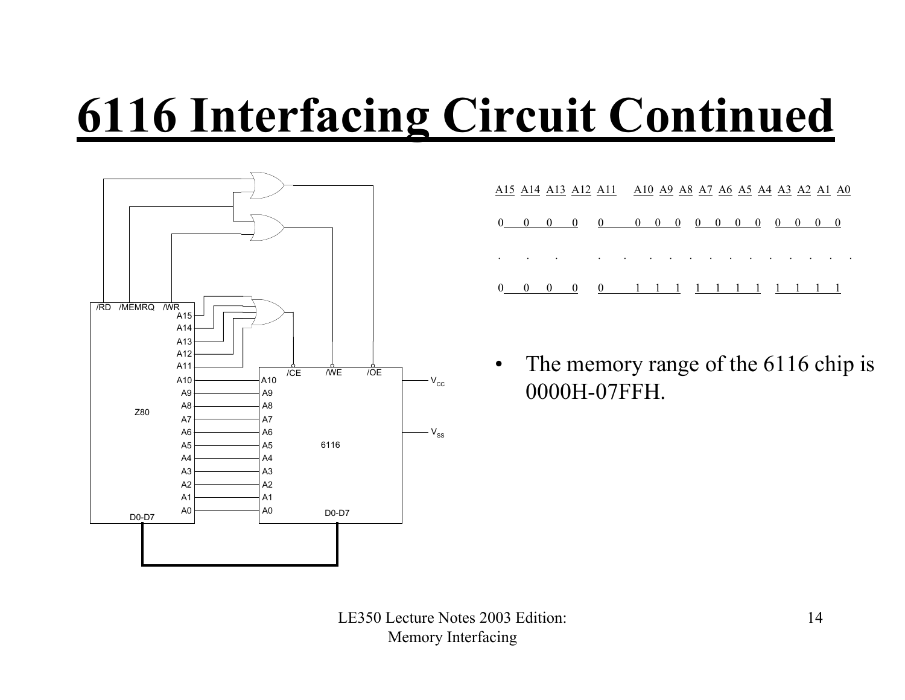# 6116 Interfacing Circuit Continued

| A15 | A14 | A13 | A12 | A11 | A10 | A9 | A8 | A7 | A6 | A5 | A4 | A3 | A2 | A1 | A0 |
|---|---|---|---|---|---|---|---|---|---|---|---|---|---|---|---|
| 0 | 0 | 0 | 0 | 0 | 0 | 0 | 0 | 0 | 0 | 0 | 0 | 0 | 0 | 0 | 0 |
| . | . | . | . | . | . | . | . | . | . | . | . | . | . | . | . |
| 0 | 0 | 0 | 0 | 0 | 1 | 1 | 1 | 1 | 1 | 1 | 1 | 1 | 1 | 1 | 1 |

- The memory range of the 6116 chip is 0000H-07FFH.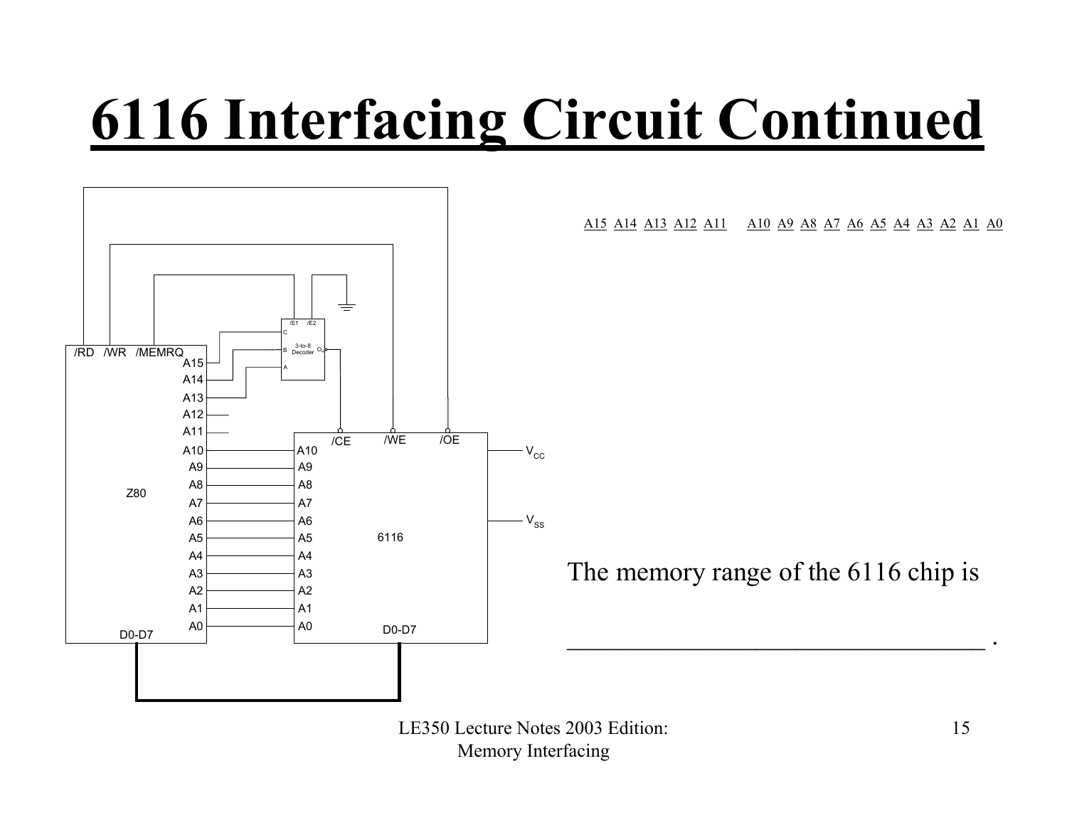# 6116 Interfacing Circuit Continued

A15 A14 A13 A12 A11    A10 A9 A8 A7 A6 A5 A4 A3 A2 A1 A0

The memory range of the 6116 chip is

_______________________________ .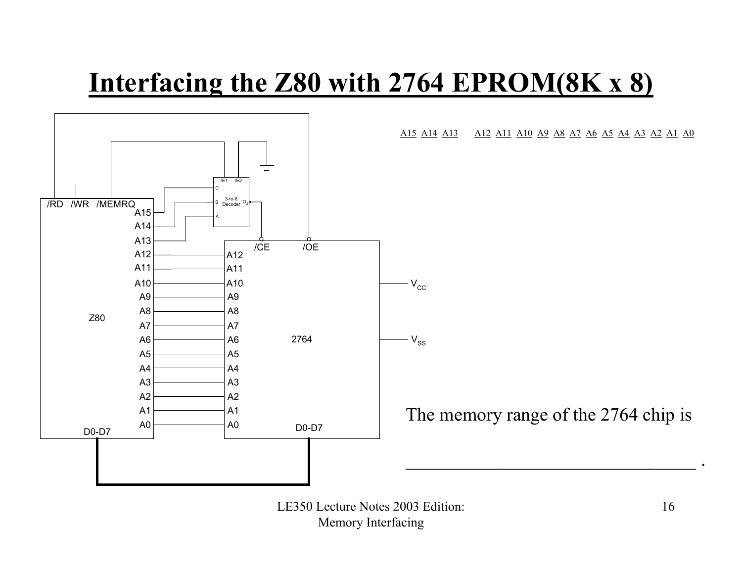# Interfacing the Z80 with 2764 EPROM(8K x 8)

A15 A14 A13 A12 A11 A10 A9 A8 A7 A6 A5 A4 A3 A2 A1 A0

The memory range of the 2764 chip is

\_\_\_\_\_\_\_\_\_\_\_\_\_\_\_\_\_\_\_\_\_\_\_\_\_\_\_\_\_\_\_\_\_\_\_ .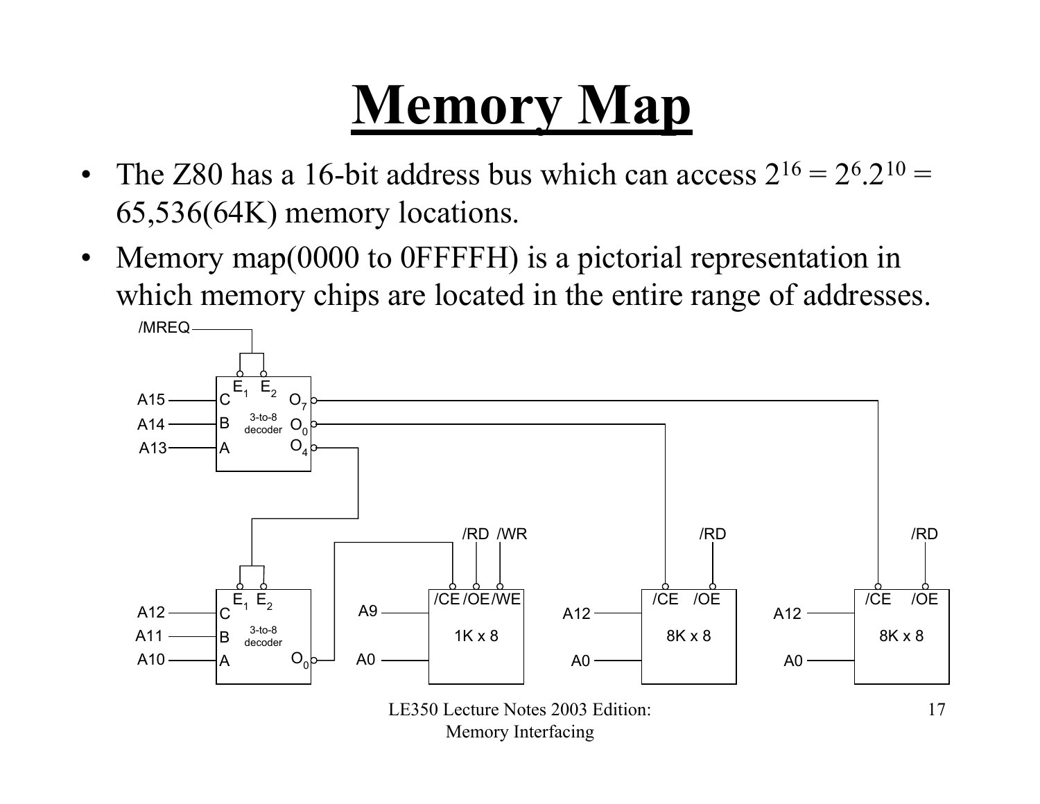# Memory Map

- The Z80 has a 16-bit address bus which can access $2^{16} = 2^6.2^{10} =$ 65,536(64K) memory locations.
- Memory map(0000 to 0FFFFH) is a pictorial representation in which memory chips are located in the entire range of addresses.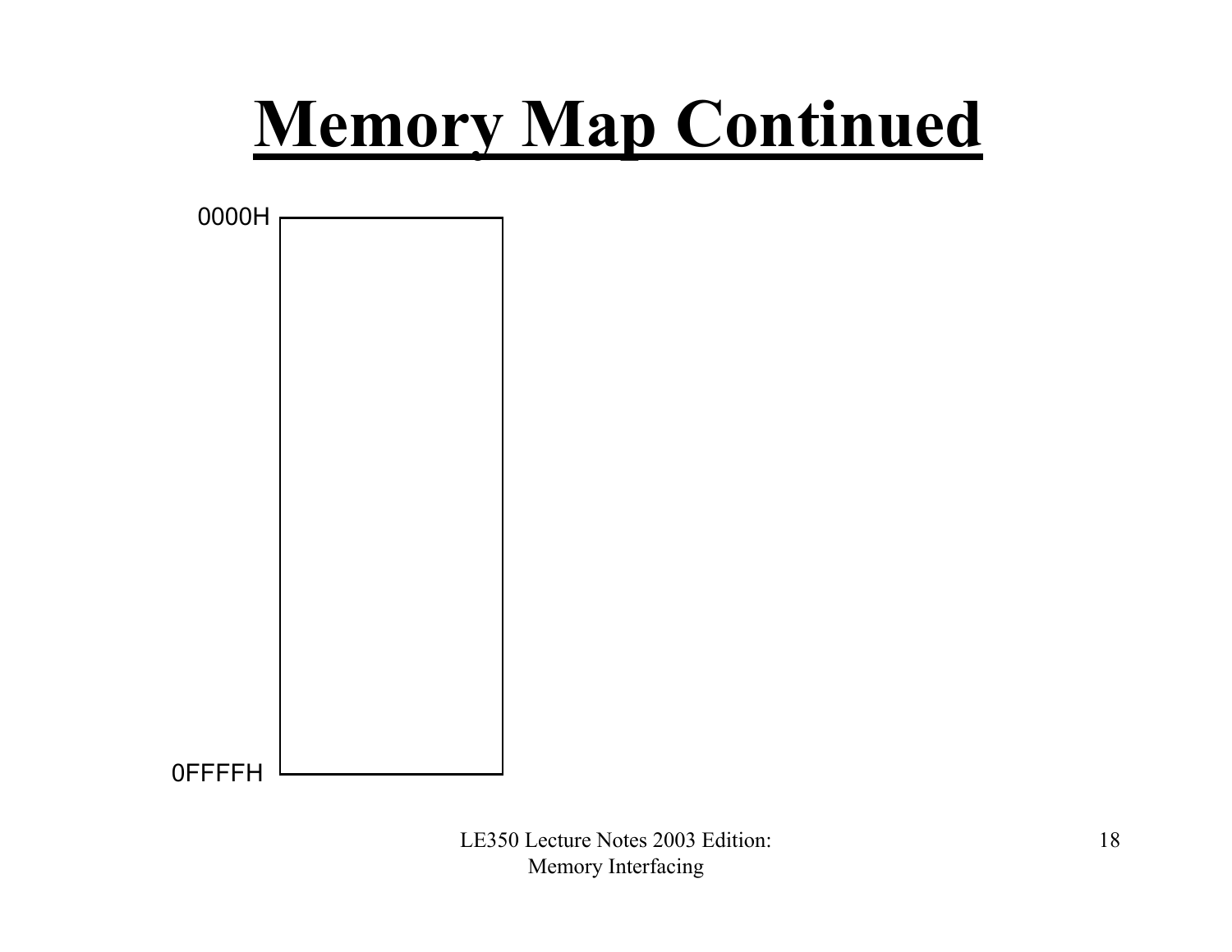# Memory Map Continued

0000H

0FFFFH